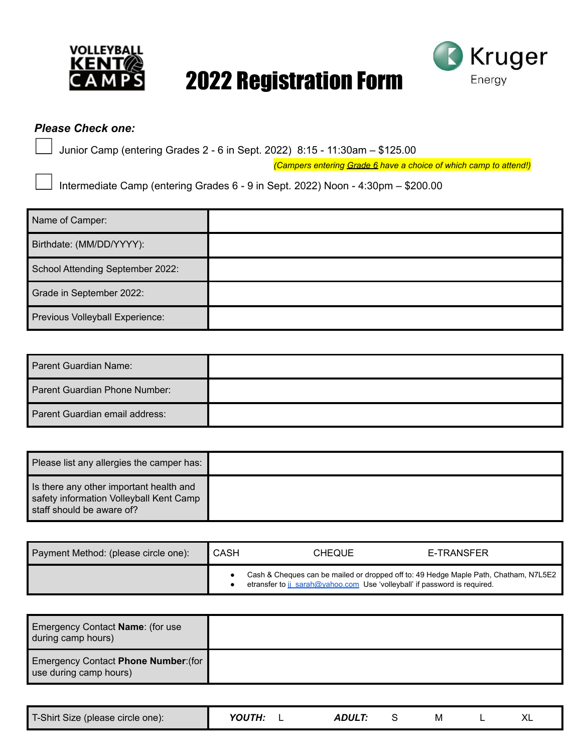VOLLEYBALL KENT CAMPS

# 2022 Registration Form

Kruger Energy

***Please Check one:***

☐ Junior Camp (entering Grades 2 - 6 in Sept. 2022) 8:15 - 11:30am – $125.00

*(Campers entering Grade 6 have a choice of which camp to attend!)*

☐ Intermediate Camp (entering Grades 6 - 9 in Sept. 2022) Noon - 4:30pm – $200.00

| | |
|---|---|
| Name of Camper: | |
| Birthdate: (MM/DD/YYYY): | |
| School Attending September 2022: | |
| Grade in September 2022: | |
| Previous Volleyball Experience: | |

| | |
|---|---|
| Parent Guardian Name: | |
| Parent Guardian Phone Number: | |
| Parent Guardian email address: | |

| | |
|---|---|
| Please list any allergies the camper has: | |
| Is there any other important health and safety information Volleyball Kent Camp staff should be aware of? | |

| | | | |
|---|---|---|---|
| Payment Method: (please circle one): | CASH | CHEQUE | E-TRANSFER |
| | • Cash & Cheques can be mailed or dropped off to: 49 Hedge Maple Path, Chatham, N7L5E2<br>• etransfer to jj_sarah@yahoo.com Use 'volleyball' if password is required. | | |

| | |
|---|---|
| Emergency Contact **Name**: (for use during camp hours) | |
| Emergency Contact **Phone Number**:(for use during camp hours) | |

| | | | | | | | |
|---|---|---|---|---|---|---|---|
| T-Shirt Size (please circle one): | ***YOUTH:*** | L | ***ADULT:*** | S | M | L | XL |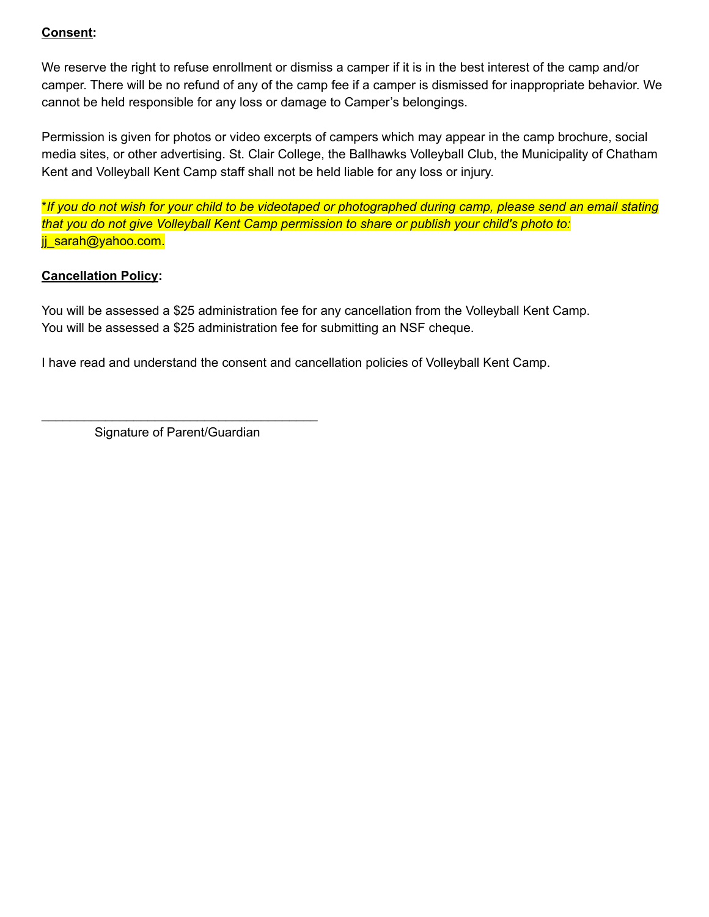**<u>Consent</u>:**

We reserve the right to refuse enrollment or dismiss a camper if it is in the best interest of the camp and/or camper. There will be no refund of any of the camp fee if a camper is dismissed for inappropriate behavior. We cannot be held responsible for any loss or damage to Camper's belongings.

Permission is given for photos or video excerpts of campers which may appear in the camp brochure, social media sites, or other advertising. St. Clair College, the Ballhawks Volleyball Club, the Municipality of Chatham Kent and Volleyball Kent Camp staff shall not be held liable for any loss or injury.

*\*If you do not wish for your child to be videotaped or photographed during camp, please send an email stating that you do not give Volleyball Kent Camp permission to share or publish your child's photo to:* jj_sarah@yahoo.com.

**<u>Cancellation Policy</u>:**

You will be assessed a $25 administration fee for any cancellation from the Volleyball Kent Camp.
You will be assessed a $25 administration fee for submitting an NSF cheque.

I have read and understand the consent and cancellation policies of Volleyball Kent Camp.

\_\_\_\_\_\_\_\_\_\_\_\_\_\_\_\_\_\_\_\_\_\_\_\_\_\_\_\_\_\_\_\_\_\_\_\_\_\_\_\_

Signature of Parent/Guardian